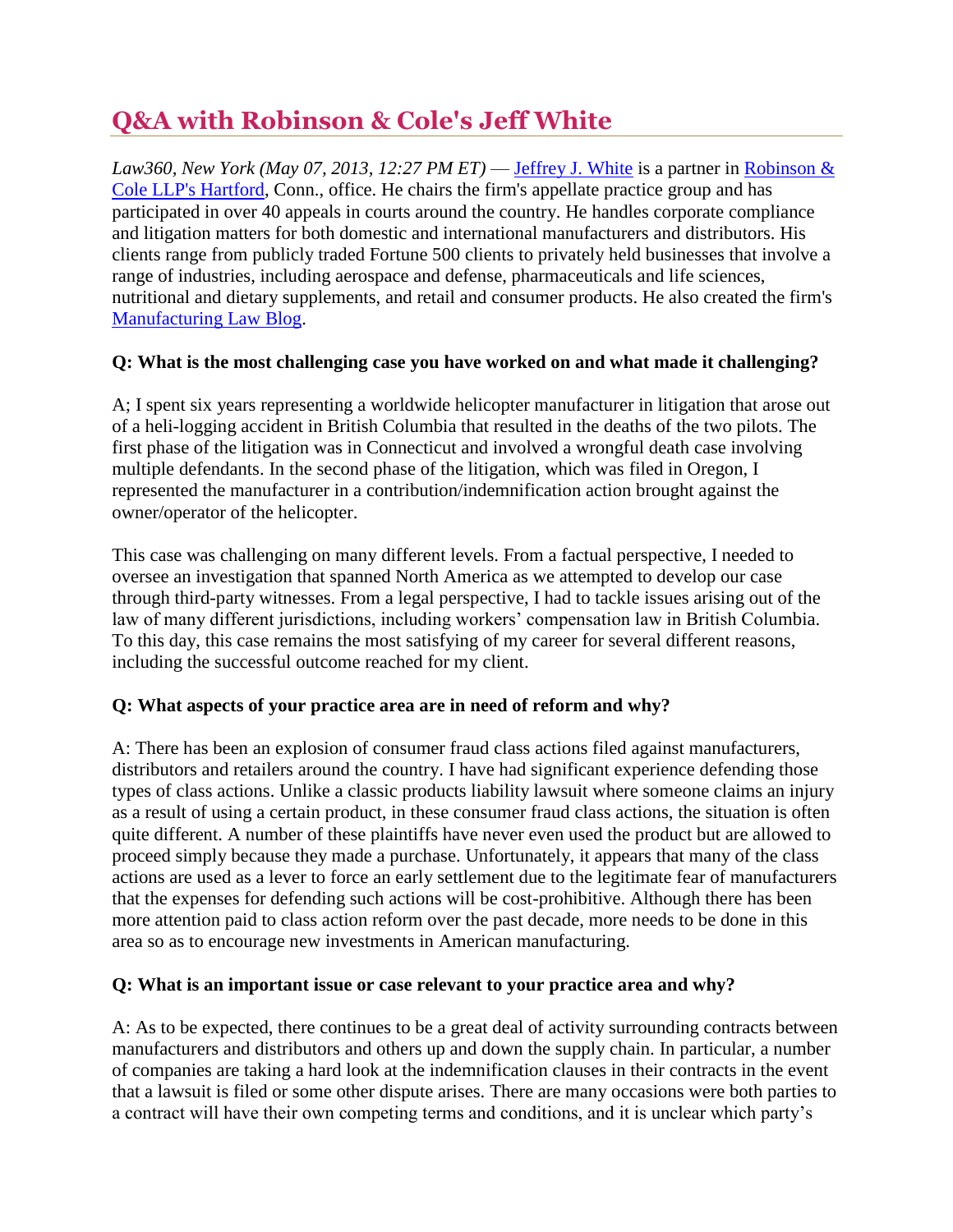# Q&A with Robinson & Cole's Jeff White

*Law360, New York (May 07, 2013, 12:27 PM ET)* — [Jeffrey J. White](#) is a partner in [Robinson & Cole LLP's Hartford](#), Conn., office. He chairs the firm's appellate practice group and has participated in over 40 appeals in courts around the country. He handles corporate compliance and litigation matters for both domestic and international manufacturers and distributors. His clients range from publicly traded Fortune 500 clients to privately held businesses that involve a range of industries, including aerospace and defense, pharmaceuticals and life sciences, nutritional and dietary supplements, and retail and consumer products. He also created the firm's [Manufacturing Law Blog](#).

**Q: What is the most challenging case you have worked on and what made it challenging?**

A; I spent six years representing a worldwide helicopter manufacturer in litigation that arose out of a heli-logging accident in British Columbia that resulted in the deaths of the two pilots. The first phase of the litigation was in Connecticut and involved a wrongful death case involving multiple defendants. In the second phase of the litigation, which was filed in Oregon, I represented the manufacturer in a contribution/indemnification action brought against the owner/operator of the helicopter.

This case was challenging on many different levels. From a factual perspective, I needed to oversee an investigation that spanned North America as we attempted to develop our case through third-party witnesses. From a legal perspective, I had to tackle issues arising out of the law of many different jurisdictions, including workers' compensation law in British Columbia. To this day, this case remains the most satisfying of my career for several different reasons, including the successful outcome reached for my client.

**Q: What aspects of your practice area are in need of reform and why?**

A: There has been an explosion of consumer fraud class actions filed against manufacturers, distributors and retailers around the country. I have had significant experience defending those types of class actions. Unlike a classic products liability lawsuit where someone claims an injury as a result of using a certain product, in these consumer fraud class actions, the situation is often quite different. A number of these plaintiffs have never even used the product but are allowed to proceed simply because they made a purchase. Unfortunately, it appears that many of the class actions are used as a lever to force an early settlement due to the legitimate fear of manufacturers that the expenses for defending such actions will be cost-prohibitive. Although there has been more attention paid to class action reform over the past decade, more needs to be done in this area so as to encourage new investments in American manufacturing.

**Q: What is an important issue or case relevant to your practice area and why?**

A: As to be expected, there continues to be a great deal of activity surrounding contracts between manufacturers and distributors and others up and down the supply chain. In particular, a number of companies are taking a hard look at the indemnification clauses in their contracts in the event that a lawsuit is filed or some other dispute arises. There are many occasions were both parties to a contract will have their own competing terms and conditions, and it is unclear which party's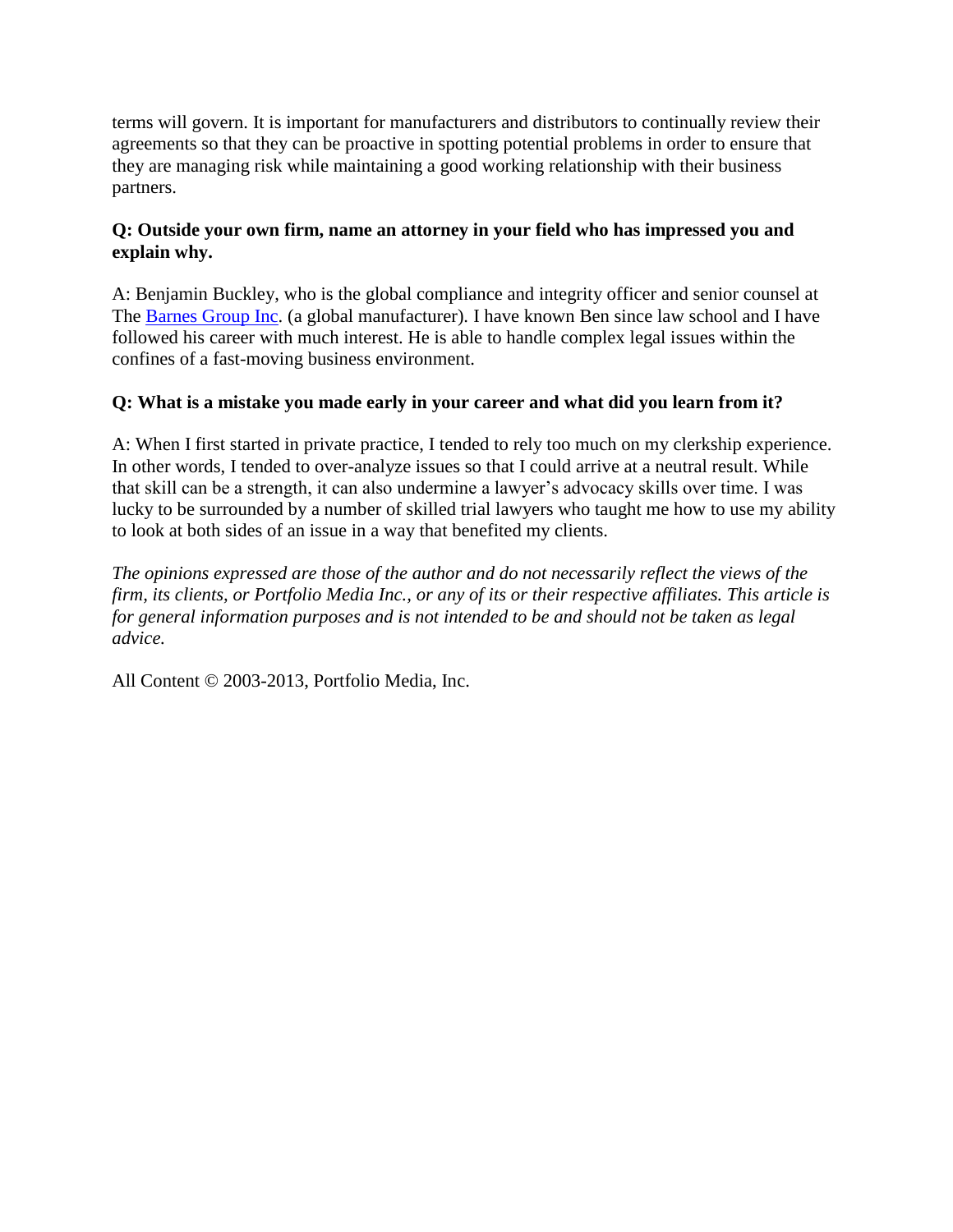terms will govern. It is important for manufacturers and distributors to continually review their agreements so that they can be proactive in spotting potential problems in order to ensure that they are managing risk while maintaining a good working relationship with their business partners.

**Q: Outside your own firm, name an attorney in your field who has impressed you and explain why.**

A: Benjamin Buckley, who is the global compliance and integrity officer and senior counsel at The Barnes Group Inc. (a global manufacturer). I have known Ben since law school and I have followed his career with much interest. He is able to handle complex legal issues within the confines of a fast-moving business environment.

**Q: What is a mistake you made early in your career and what did you learn from it?**

A: When I first started in private practice, I tended to rely too much on my clerkship experience. In other words, I tended to over-analyze issues so that I could arrive at a neutral result. While that skill can be a strength, it can also undermine a lawyer's advocacy skills over time. I was lucky to be surrounded by a number of skilled trial lawyers who taught me how to use my ability to look at both sides of an issue in a way that benefited my clients.

*The opinions expressed are those of the author and do not necessarily reflect the views of the firm, its clients, or Portfolio Media Inc., or any of its or their respective affiliates. This article is for general information purposes and is not intended to be and should not be taken as legal advice.*

All Content © 2003-2013, Portfolio Media, Inc.